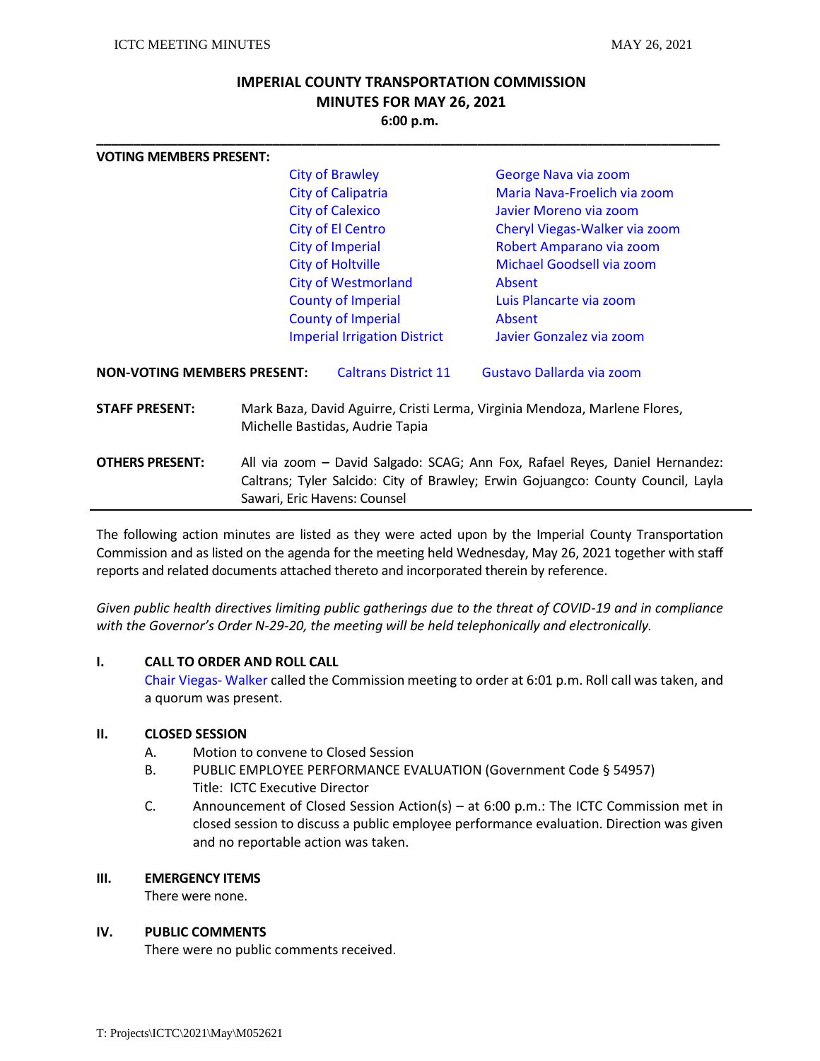# IMPERIAL COUNTY TRANSPORTATION COMMISSION
## MINUTES FOR MAY 26, 2021
### 6:00 p.m.

**VOTING MEMBERS PRESENT:**

| | |
|---|---|
| City of Brawley | George Nava via zoom |
| City of Calipatria | Maria Nava-Froelich via zoom |
| City of Calexico | Javier Moreno via zoom |
| City of El Centro | Cheryl Viegas-Walker via zoom |
| City of Imperial | Robert Amparano via zoom |
| City of Holtville | Michael Goodsell via zoom |
| City of Westmorland | Absent |
| County of Imperial | Luis Plancarte via zoom |
| County of Imperial | Absent |
| Imperial Irrigation District | Javier Gonzalez via zoom |

**NON-VOTING MEMBERS PRESENT:** Caltrans District 11 — Gustavo Dallarda via zoom

**STAFF PRESENT:** Mark Baza, David Aguirre, Cristi Lerma, Virginia Mendoza, Marlene Flores, Michelle Bastidas, Audrie Tapia

**OTHERS PRESENT:** All via zoom **–** David Salgado: SCAG; Ann Fox, Rafael Reyes, Daniel Hernandez: Caltrans; Tyler Salcido: City of Brawley; Erwin Gojuangco: County Council, Layla Sawari, Eric Havens: Counsel

The following action minutes are listed as they were acted upon by the Imperial County Transportation Commission and as listed on the agenda for the meeting held Wednesday, May 26, 2021 together with staff reports and related documents attached thereto and incorporated therein by reference.

*Given public health directives limiting public gatherings due to the threat of COVID-19 and in compliance with the Governor's Order N-29-20, the meeting will be held telephonically and electronically.*

**I. CALL TO ORDER AND ROLL CALL**

Chair Viegas- Walker called the Commission meeting to order at 6:01 p.m. Roll call was taken, and a quorum was present.

**II. CLOSED SESSION**

A. Motion to convene to Closed Session

B. PUBLIC EMPLOYEE PERFORMANCE EVALUATION (Government Code § 54957)
Title: ICTC Executive Director

C. Announcement of Closed Session Action(s) – at 6:00 p.m.: The ICTC Commission met in closed session to discuss a public employee performance evaluation. Direction was given and no reportable action was taken.

**III. EMERGENCY ITEMS**

There were none.

**IV. PUBLIC COMMENTS**

There were no public comments received.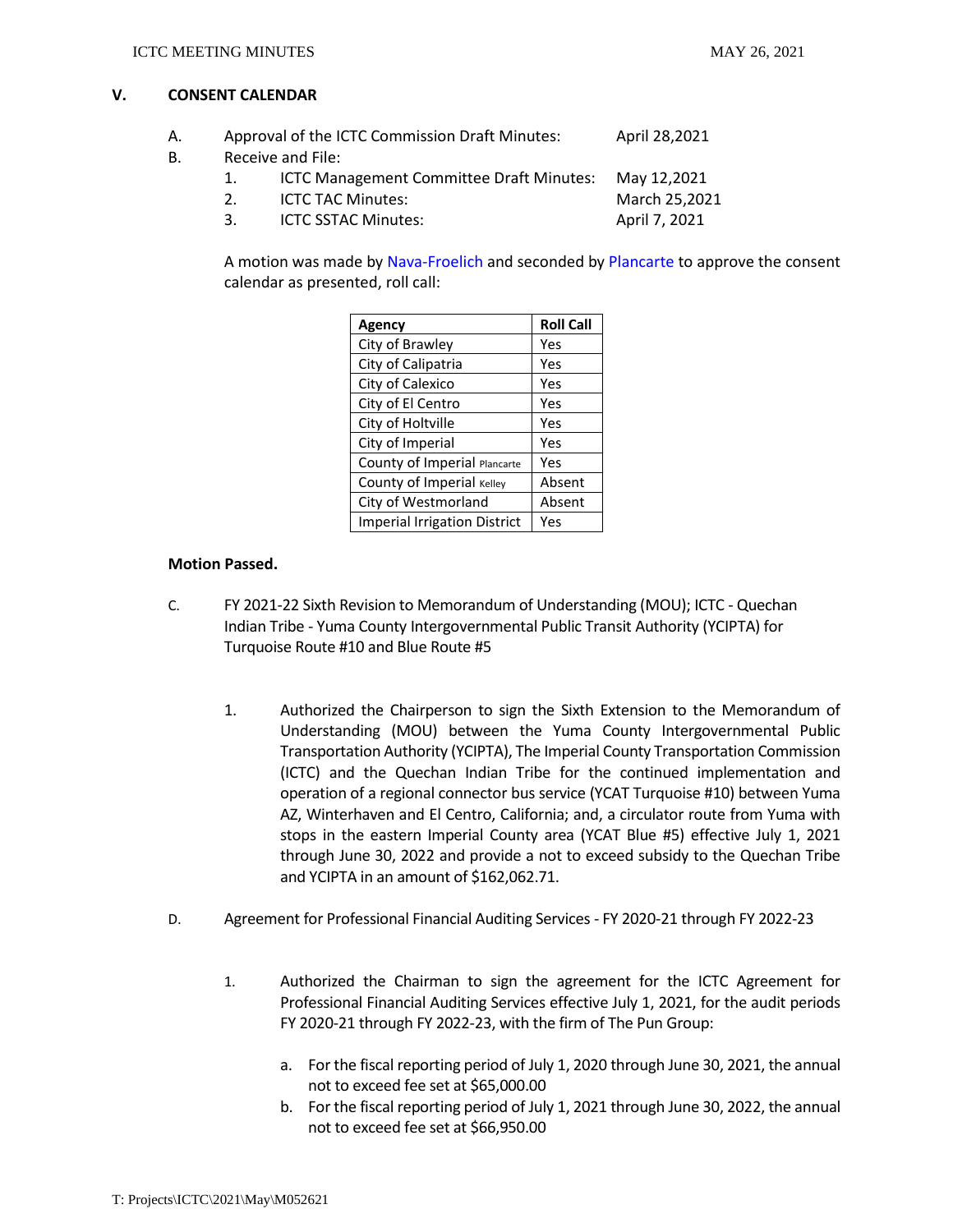## V. CONSENT CALENDAR

A. Approval of the ICTC Commission Draft Minutes: April 28,2021

B. Receive and File:

1. ICTC Management Committee Draft Minutes: May 12,2021
2. ICTC TAC Minutes: March 25,2021
3. ICTC SSTAC Minutes: April 7, 2021

A motion was made by Nava-Froelich and seconded by Plancarte to approve the consent calendar as presented, roll call:

| Agency | Roll Call |
|---|---|
| City of Brawley | Yes |
| City of Calipatria | Yes |
| City of Calexico | Yes |
| City of El Centro | Yes |
| City of Holtville | Yes |
| City of Imperial | Yes |
| County of Imperial Plancarte | Yes |
| County of Imperial Kelley | Absent |
| City of Westmorland | Absent |
| Imperial Irrigation District | Yes |

**Motion Passed.**

C. FY 2021-22 Sixth Revision to Memorandum of Understanding (MOU); ICTC - Quechan Indian Tribe - Yuma County Intergovernmental Public Transit Authority (YCIPTA) for Turquoise Route #10 and Blue Route #5

1. Authorized the Chairperson to sign the Sixth Extension to the Memorandum of Understanding (MOU) between the Yuma County Intergovernmental Public Transportation Authority (YCIPTA), The Imperial County Transportation Commission (ICTC) and the Quechan Indian Tribe for the continued implementation and operation of a regional connector bus service (YCAT Turquoise #10) between Yuma AZ, Winterhaven and El Centro, California; and, a circulator route from Yuma with stops in the eastern Imperial County area (YCAT Blue #5) effective July 1, 2021 through June 30, 2022 and provide a not to exceed subsidy to the Quechan Tribe and YCIPTA in an amount of $162,062.71.

D. Agreement for Professional Financial Auditing Services - FY 2020-21 through FY 2022-23

1. Authorized the Chairman to sign the agreement for the ICTC Agreement for Professional Financial Auditing Services effective July 1, 2021, for the audit periods FY 2020-21 through FY 2022-23, with the firm of The Pun Group:

   a. For the fiscal reporting period of July 1, 2020 through June 30, 2021, the annual not to exceed fee set at $65,000.00
   b. For the fiscal reporting period of July 1, 2021 through June 30, 2022, the annual not to exceed fee set at $66,950.00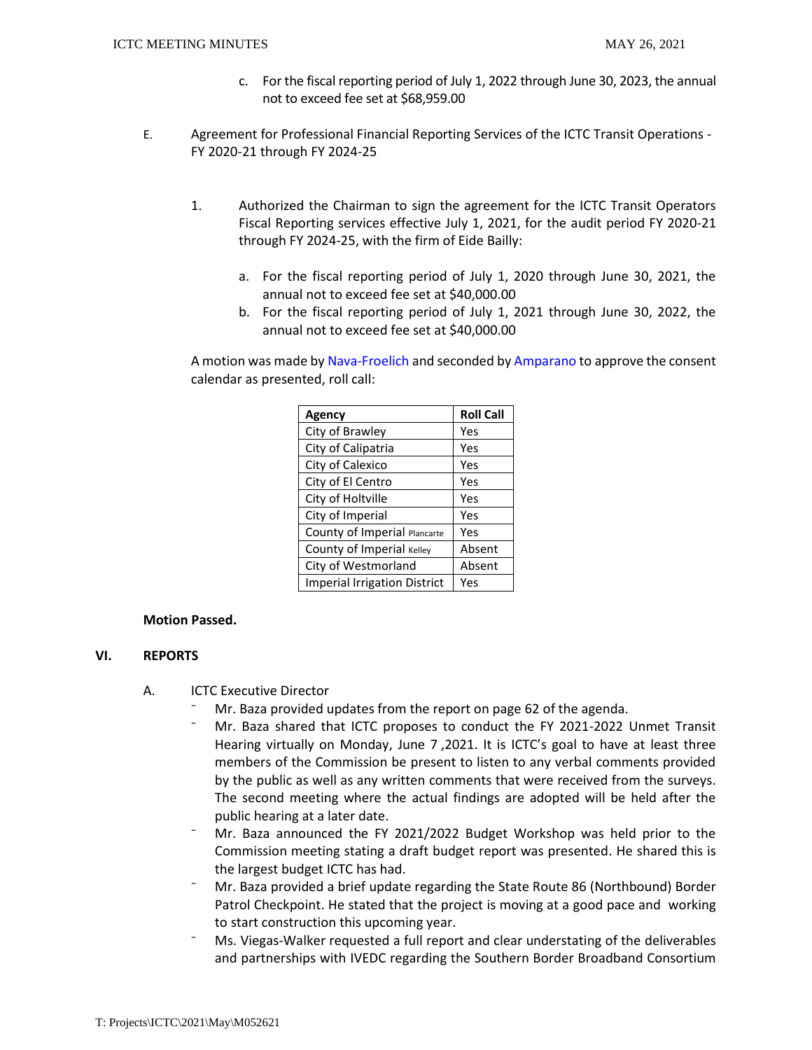c. For the fiscal reporting period of July 1, 2022 through June 30, 2023, the annual not to exceed fee set at $68,959.00

E. Agreement for Professional Financial Reporting Services of the ICTC Transit Operations - FY 2020-21 through FY 2024-25

1. Authorized the Chairman to sign the agreement for the ICTC Transit Operators Fiscal Reporting services effective July 1, 2021, for the audit period FY 2020-21 through FY 2024-25, with the firm of Eide Bailly:

   a. For the fiscal reporting period of July 1, 2020 through June 30, 2021, the annual not to exceed fee set at $40,000.00
   
   b. For the fiscal reporting period of July 1, 2021 through June 30, 2022, the annual not to exceed fee set at $40,000.00

A motion was made by Nava-Froelich and seconded by Amparano to approve the consent calendar as presented, roll call:

| Agency | Roll Call |
|---|---|
| City of Brawley | Yes |
| City of Calipatria | Yes |
| City of Calexico | Yes |
| City of El Centro | Yes |
| City of Holtville | Yes |
| City of Imperial | Yes |
| County of Imperial Plancarte | Yes |
| County of Imperial Kelley | Absent |
| City of Westmorland | Absent |
| Imperial Irrigation District | Yes |

**Motion Passed.**

## VI. REPORTS

A. ICTC Executive Director

- Mr. Baza provided updates from the report on page 62 of the agenda.
- Mr. Baza shared that ICTC proposes to conduct the FY 2021-2022 Unmet Transit Hearing virtually on Monday, June 7 ,2021. It is ICTC's goal to have at least three members of the Commission be present to listen to any verbal comments provided by the public as well as any written comments that were received from the surveys. The second meeting where the actual findings are adopted will be held after the public hearing at a later date.
- Mr. Baza announced the FY 2021/2022 Budget Workshop was held prior to the Commission meeting stating a draft budget report was presented. He shared this is the largest budget ICTC has had.
- Mr. Baza provided a brief update regarding the State Route 86 (Northbound) Border Patrol Checkpoint. He stated that the project is moving at a good pace and working to start construction this upcoming year.
- Ms. Viegas-Walker requested a full report and clear understating of the deliverables and partnerships with IVEDC regarding the Southern Border Broadband Consortium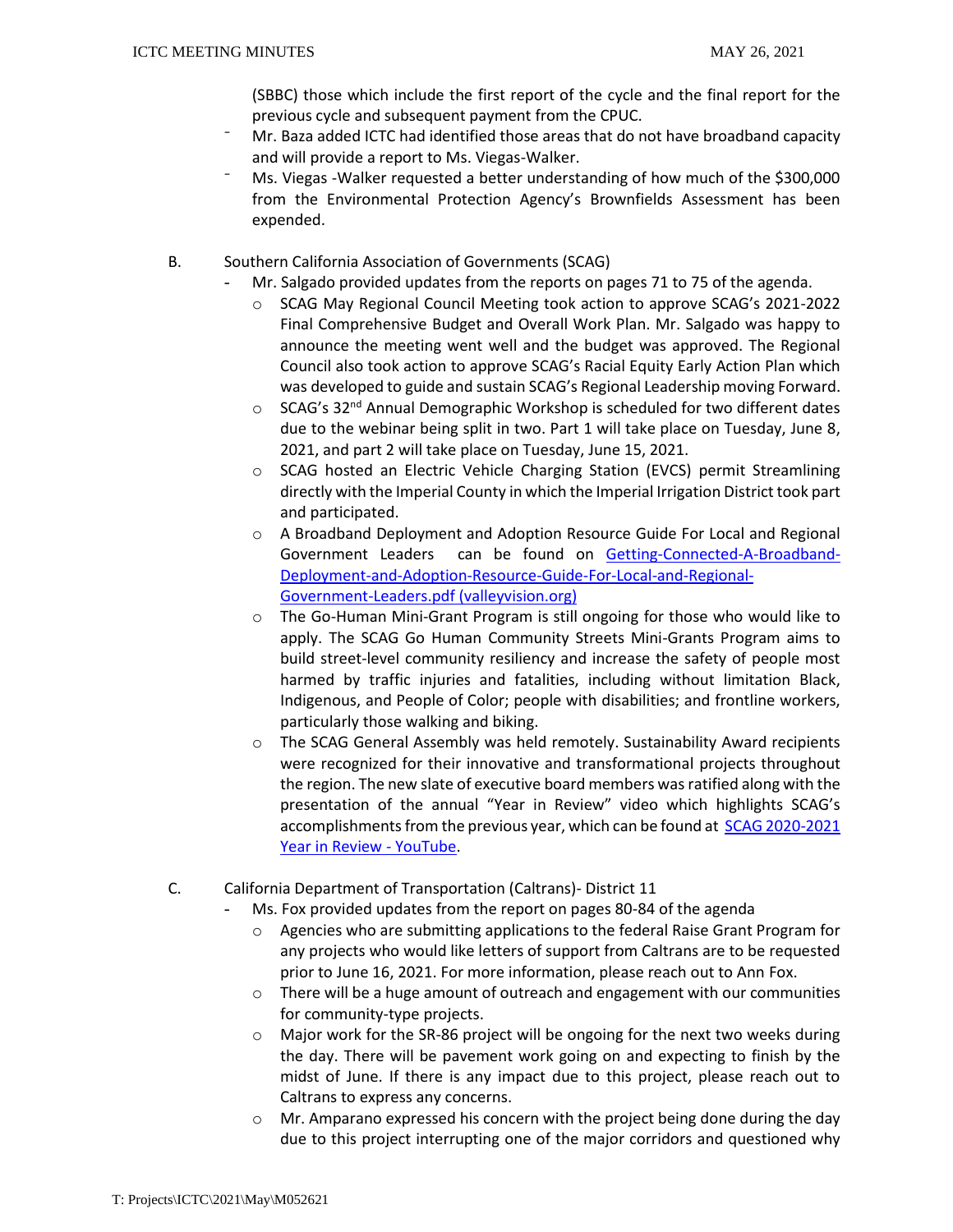(SBBC) those which include the first report of the cycle and the final report for the previous cycle and subsequent payment from the CPUC.

- Mr. Baza added ICTC had identified those areas that do not have broadband capacity and will provide a report to Ms. Viegas-Walker.
- Ms. Viegas -Walker requested a better understanding of how much of the $300,000 from the Environmental Protection Agency's Brownfields Assessment has been expended.

B. Southern California Association of Governments (SCAG)

- Mr. Salgado provided updates from the reports on pages 71 to 75 of the agenda.
  - SCAG May Regional Council Meeting took action to approve SCAG's 2021-2022 Final Comprehensive Budget and Overall Work Plan. Mr. Salgado was happy to announce the meeting went well and the budget was approved. The Regional Council also took action to approve SCAG's Racial Equity Early Action Plan which was developed to guide and sustain SCAG's Regional Leadership moving Forward.
  - SCAG's 32nd Annual Demographic Workshop is scheduled for two different dates due to the webinar being split in two. Part 1 will take place on Tuesday, June 8, 2021, and part 2 will take place on Tuesday, June 15, 2021.
  - SCAG hosted an Electric Vehicle Charging Station (EVCS) permit Streamlining directly with the Imperial County in which the Imperial Irrigation District took part and participated.
  - A Broadband Deployment and Adoption Resource Guide For Local and Regional Government Leaders can be found on [Getting-Connected-A-Broadband-Deployment-and-Adoption-Resource-Guide-For-Local-and-Regional-Government-Leaders.pdf (valleyvision.org)]()
  - The Go-Human Mini-Grant Program is still ongoing for those who would like to apply. The SCAG Go Human Community Streets Mini-Grants Program aims to build street-level community resiliency and increase the safety of people most harmed by traffic injuries and fatalities, including without limitation Black, Indigenous, and People of Color; people with disabilities; and frontline workers, particularly those walking and biking.
  - The SCAG General Assembly was held remotely. Sustainability Award recipients were recognized for their innovative and transformational projects throughout the region. The new slate of executive board members was ratified along with the presentation of the annual "Year in Review" video which highlights SCAG's accomplishments from the previous year, which can be found at [SCAG 2020-2021 Year in Review - YouTube]().

C. California Department of Transportation (Caltrans)- District 11

- Ms. Fox provided updates from the report on pages 80-84 of the agenda
  - Agencies who are submitting applications to the federal Raise Grant Program for any projects who would like letters of support from Caltrans are to be requested prior to June 16, 2021. For more information, please reach out to Ann Fox.
  - There will be a huge amount of outreach and engagement with our communities for community-type projects.
  - Major work for the SR-86 project will be ongoing for the next two weeks during the day. There will be pavement work going on and expecting to finish by the midst of June. If there is any impact due to this project, please reach out to Caltrans to express any concerns.
  - Mr. Amparano expressed his concern with the project being done during the day due to this project interrupting one of the major corridors and questioned why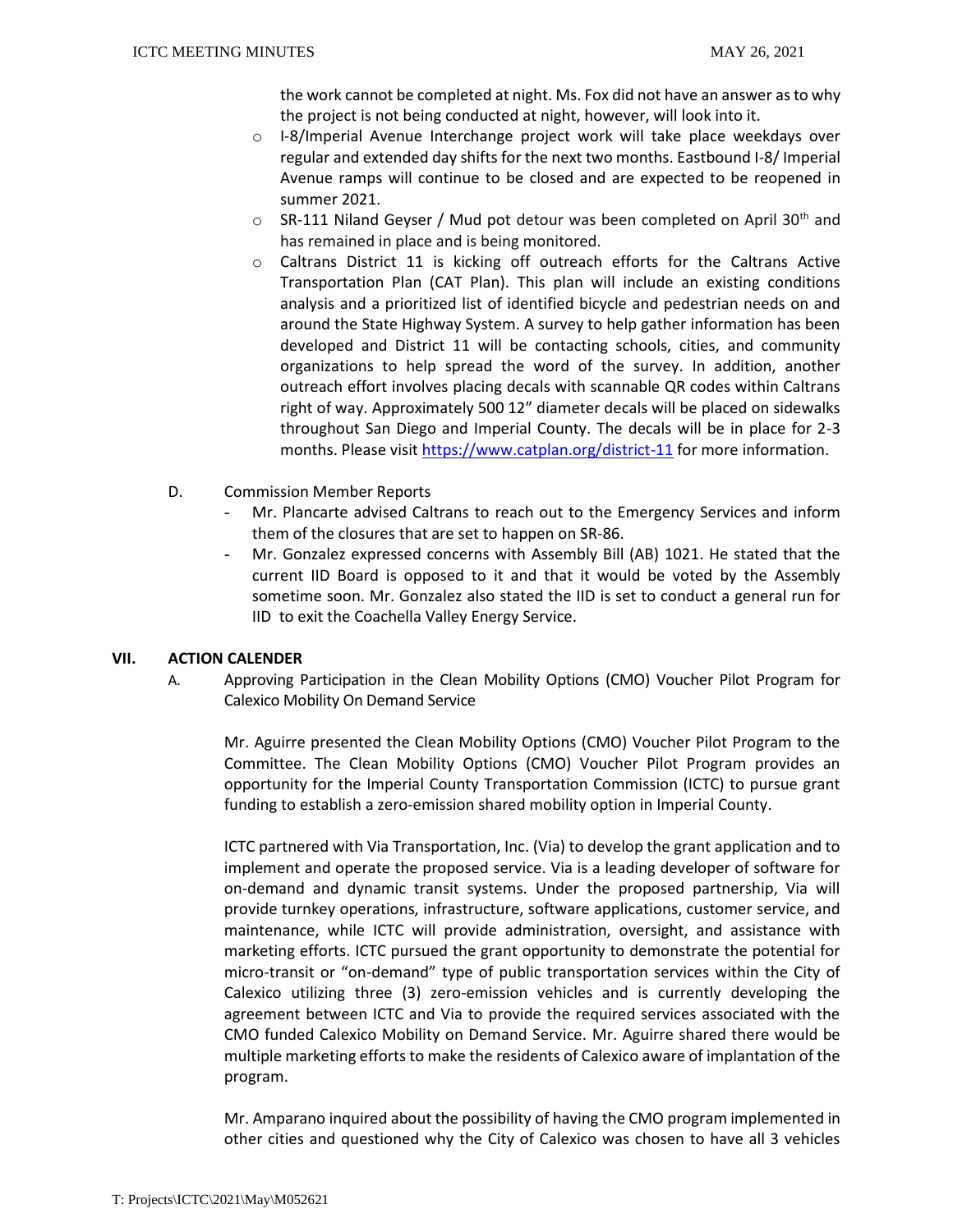the work cannot be completed at night. Ms. Fox did not have an answer as to why the project is not being conducted at night, however, will look into it.

- I-8/Imperial Avenue Interchange project work will take place weekdays over regular and extended day shifts for the next two months. Eastbound I-8/ Imperial Avenue ramps will continue to be closed and are expected to be reopened in summer 2021.
- SR-111 Niland Geyser / Mud pot detour was been completed on April 30th and has remained in place and is being monitored.
- Caltrans District 11 is kicking off outreach efforts for the Caltrans Active Transportation Plan (CAT Plan). This plan will include an existing conditions analysis and a prioritized list of identified bicycle and pedestrian needs on and around the State Highway System. A survey to help gather information has been developed and District 11 will be contacting schools, cities, and community organizations to help spread the word of the survey. In addition, another outreach effort involves placing decals with scannable QR codes within Caltrans right of way. Approximately 500 12" diameter decals will be placed on sidewalks throughout San Diego and Imperial County. The decals will be in place for 2-3 months. Please visit https://www.catplan.org/district-11 for more information.

D. Commission Member Reports

- Mr. Plancarte advised Caltrans to reach out to the Emergency Services and inform them of the closures that are set to happen on SR-86.
- Mr. Gonzalez expressed concerns with Assembly Bill (AB) 1021. He stated that the current IID Board is opposed to it and that it would be voted by the Assembly sometime soon. Mr. Gonzalez also stated the IID is set to conduct a general run for IID to exit the Coachella Valley Energy Service.

## VII. ACTION CALENDER

A. Approving Participation in the Clean Mobility Options (CMO) Voucher Pilot Program for Calexico Mobility On Demand Service

Mr. Aguirre presented the Clean Mobility Options (CMO) Voucher Pilot Program to the Committee. The Clean Mobility Options (CMO) Voucher Pilot Program provides an opportunity for the Imperial County Transportation Commission (ICTC) to pursue grant funding to establish a zero-emission shared mobility option in Imperial County.

ICTC partnered with Via Transportation, Inc. (Via) to develop the grant application and to implement and operate the proposed service. Via is a leading developer of software for on-demand and dynamic transit systems. Under the proposed partnership, Via will provide turnkey operations, infrastructure, software applications, customer service, and maintenance, while ICTC will provide administration, oversight, and assistance with marketing efforts. ICTC pursued the grant opportunity to demonstrate the potential for micro-transit or "on-demand" type of public transportation services within the City of Calexico utilizing three (3) zero-emission vehicles and is currently developing the agreement between ICTC and Via to provide the required services associated with the CMO funded Calexico Mobility on Demand Service. Mr. Aguirre shared there would be multiple marketing efforts to make the residents of Calexico aware of implantation of the program.

Mr. Amparano inquired about the possibility of having the CMO program implemented in other cities and questioned why the City of Calexico was chosen to have all 3 vehicles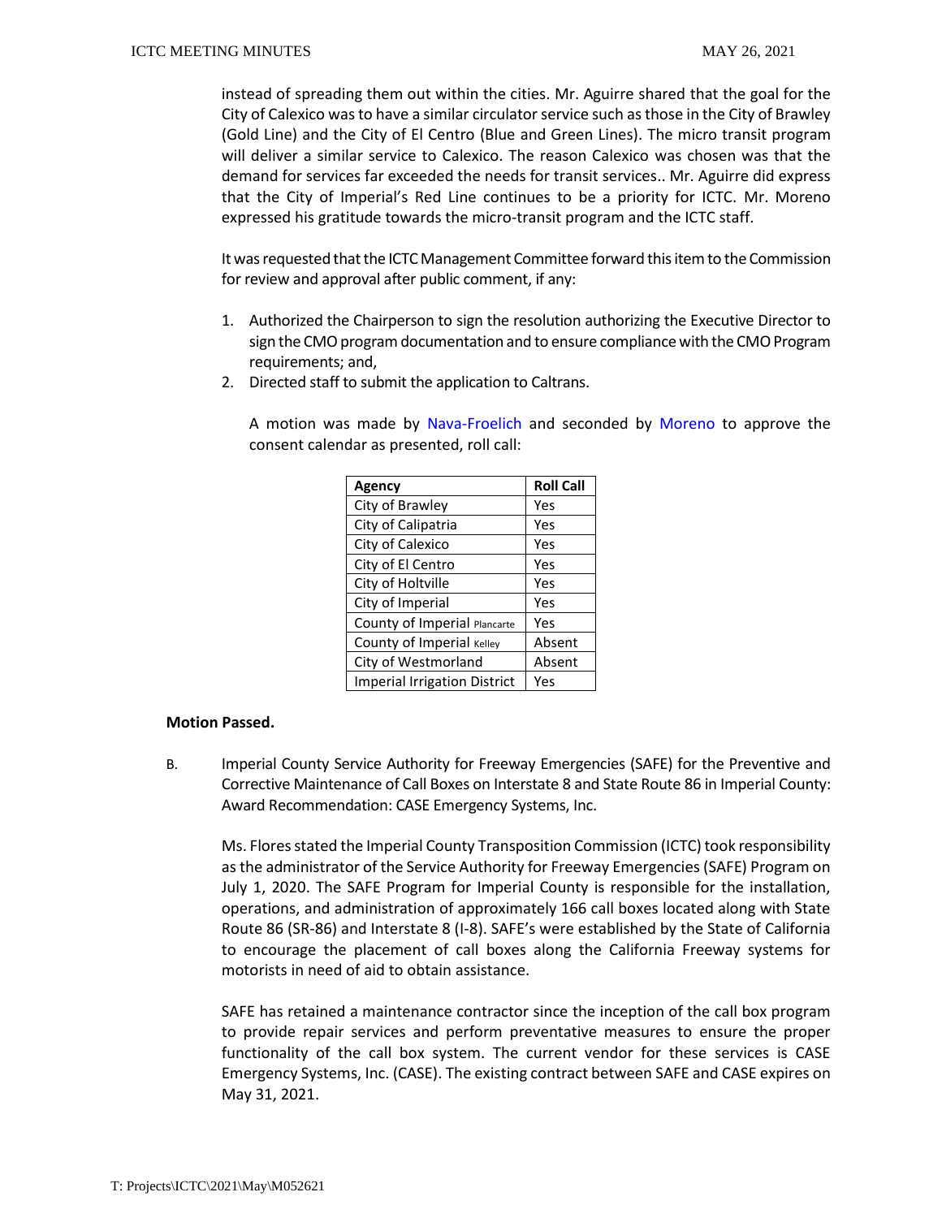instead of spreading them out within the cities. Mr. Aguirre shared that the goal for the City of Calexico was to have a similar circulator service such as those in the City of Brawley (Gold Line) and the City of El Centro (Blue and Green Lines). The micro transit program will deliver a similar service to Calexico. The reason Calexico was chosen was that the demand for services far exceeded the needs for transit services.. Mr. Aguirre did express that the City of Imperial's Red Line continues to be a priority for ICTC. Mr. Moreno expressed his gratitude towards the micro-transit program and the ICTC staff.

It was requested that the ICTC Management Committee forward this item to the Commission for review and approval after public comment, if any:

1. Authorized the Chairperson to sign the resolution authorizing the Executive Director to sign the CMO program documentation and to ensure compliance with the CMO Program requirements; and,
2. Directed staff to submit the application to Caltrans.

A motion was made by Nava-Froelich and seconded by Moreno to approve the consent calendar as presented, roll call:

| Agency | Roll Call |
|---|---|
| City of Brawley | Yes |
| City of Calipatria | Yes |
| City of Calexico | Yes |
| City of El Centro | Yes |
| City of Holtville | Yes |
| City of Imperial | Yes |
| County of Imperial Plancarte | Yes |
| County of Imperial Kelley | Absent |
| City of Westmorland | Absent |
| Imperial Irrigation District | Yes |

**Motion Passed.**

B. Imperial County Service Authority for Freeway Emergencies (SAFE) for the Preventive and Corrective Maintenance of Call Boxes on Interstate 8 and State Route 86 in Imperial County: Award Recommendation: CASE Emergency Systems, Inc.

Ms. Flores stated the Imperial County Transposition Commission (ICTC) took responsibility as the administrator of the Service Authority for Freeway Emergencies (SAFE) Program on July 1, 2020. The SAFE Program for Imperial County is responsible for the installation, operations, and administration of approximately 166 call boxes located along with State Route 86 (SR-86) and Interstate 8 (I-8). SAFE's were established by the State of California to encourage the placement of call boxes along the California Freeway systems for motorists in need of aid to obtain assistance.

SAFE has retained a maintenance contractor since the inception of the call box program to provide repair services and perform preventative measures to ensure the proper functionality of the call box system. The current vendor for these services is CASE Emergency Systems, Inc. (CASE). The existing contract between SAFE and CASE expires on May 31, 2021.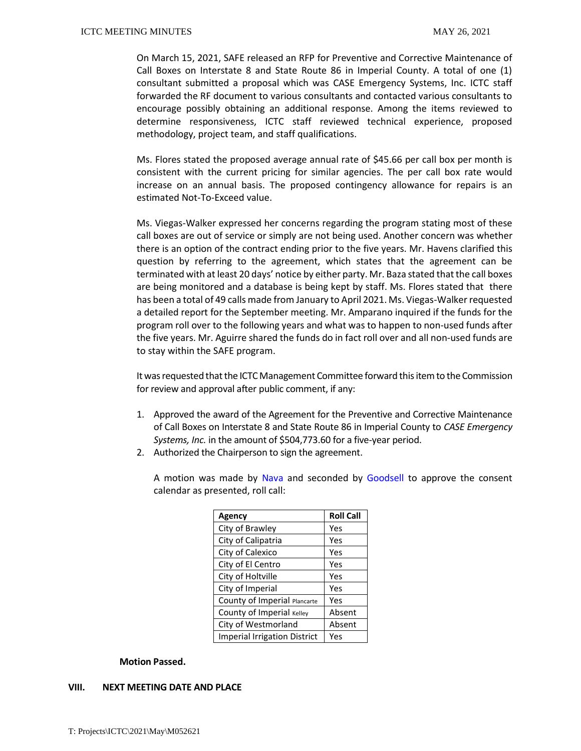On March 15, 2021, SAFE released an RFP for Preventive and Corrective Maintenance of Call Boxes on Interstate 8 and State Route 86 in Imperial County. A total of one (1) consultant submitted a proposal which was CASE Emergency Systems, Inc. ICTC staff forwarded the RF document to various consultants and contacted various consultants to encourage possibly obtaining an additional response. Among the items reviewed to determine responsiveness, ICTC staff reviewed technical experience, proposed methodology, project team, and staff qualifications.

Ms. Flores stated the proposed average annual rate of $45.66 per call box per month is consistent with the current pricing for similar agencies. The per call box rate would increase on an annual basis. The proposed contingency allowance for repairs is an estimated Not-To-Exceed value.

Ms. Viegas-Walker expressed her concerns regarding the program stating most of these call boxes are out of service or simply are not being used. Another concern was whether there is an option of the contract ending prior to the five years. Mr. Havens clarified this question by referring to the agreement, which states that the agreement can be terminated with at least 20 days' notice by either party. Mr. Baza stated that the call boxes are being monitored and a database is being kept by staff. Ms. Flores stated that there has been a total of 49 calls made from January to April 2021. Ms. Viegas-Walker requested a detailed report for the September meeting. Mr. Amparano inquired if the funds for the program roll over to the following years and what was to happen to non-used funds after the five years. Mr. Aguirre shared the funds do in fact roll over and all non-used funds are to stay within the SAFE program.

It was requested that the ICTC Management Committee forward this item to the Commission for review and approval after public comment, if any:

1. Approved the award of the Agreement for the Preventive and Corrective Maintenance of Call Boxes on Interstate 8 and State Route 86 in Imperial County to *CASE Emergency Systems, Inc.* in the amount of $504,773.60 for a five-year period.
2. Authorized the Chairperson to sign the agreement.

A motion was made by Nava and seconded by Goodsell to approve the consent calendar as presented, roll call:

| Agency | Roll Call |
|---|---|
| City of Brawley | Yes |
| City of Calipatria | Yes |
| City of Calexico | Yes |
| City of El Centro | Yes |
| City of Holtville | Yes |
| City of Imperial | Yes |
| County of Imperial Plancarte | Yes |
| County of Imperial Kelley | Absent |
| City of Westmorland | Absent |
| Imperial Irrigation District | Yes |

**Motion Passed.**

## VIII. NEXT MEETING DATE AND PLACE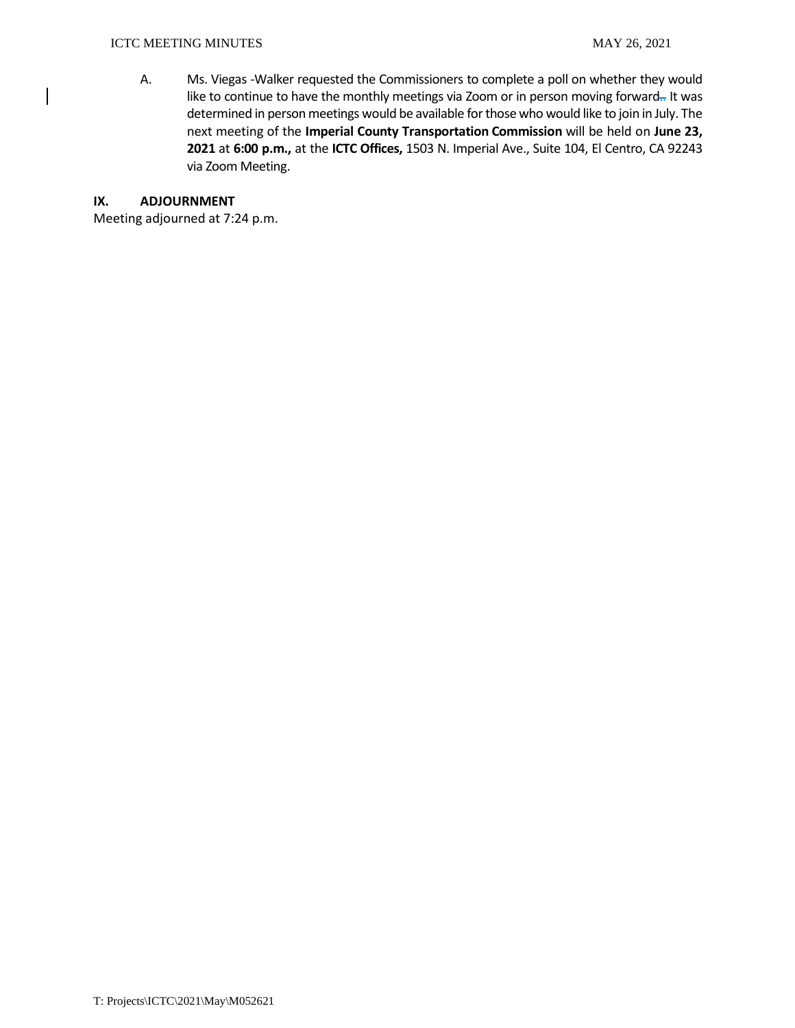A. Ms. Viegas -Walker requested the Commissioners to complete a poll on whether they would like to continue to have the monthly meetings via Zoom or in person moving forward. It was determined in person meetings would be available for those who would like to join in July. The next meeting of the **Imperial County Transportation Commission** will be held on **June 23, 2021** at **6:00 p.m.,** at the **ICTC Offices,** 1503 N. Imperial Ave., Suite 104, El Centro, CA 92243 via Zoom Meeting.

## IX. ADJOURNMENT

Meeting adjourned at 7:24 p.m.

T: Projects\ICTC\2021\May\M052621